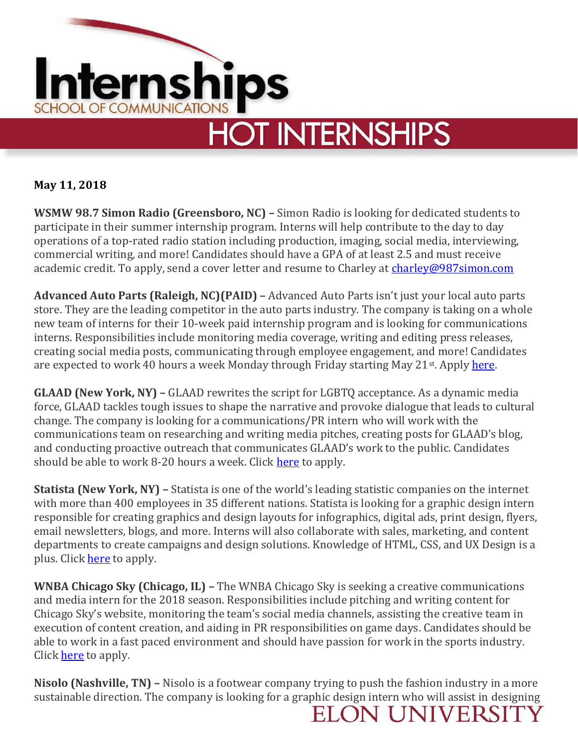# Internships

SCHOOL OF COMMUNICATIONS

## HOT INTERNSHIPS

**May 11, 2018**

**WSMW 98.7 Simon Radio (Greensboro, NC) –** Simon Radio is looking for dedicated students to participate in their summer internship program. Interns will help contribute to the day to day operations of a top-rated radio station including production, imaging, social media, interviewing, commercial writing, and more! Candidates should have a GPA of at least 2.5 and must receive academic credit. To apply, send a cover letter and resume to Charley at charley@987simon.com

**Advanced Auto Parts (Raleigh, NC)(PAID) –** Advanced Auto Parts isn't just your local auto parts store. They are the leading competitor in the auto parts industry. The company is taking on a whole new team of interns for their 10-week paid internship program and is looking for communications interns. Responsibilities include monitoring media coverage, writing and editing press releases, creating social media posts, communicating through employee engagement, and more! Candidates are expected to work 40 hours a week Monday through Friday starting May 21st. Apply here.

**GLAAD (New York, NY) –** GLAAD rewrites the script for LGBTQ acceptance. As a dynamic media force, GLAAD tackles tough issues to shape the narrative and provoke dialogue that leads to cultural change. The company is looking for a communications/PR intern who will work with the communications team on researching and writing media pitches, creating posts for GLAAD's blog, and conducting proactive outreach that communicates GLAAD's work to the public. Candidates should be able to work 8-20 hours a week. Click here to apply.

**Statista (New York, NY) –** Statista is one of the world's leading statistic companies on the internet with more than 400 employees in 35 different nations. Statista is looking for a graphic design intern responsible for creating graphics and design layouts for infographics, digital ads, print design, flyers, email newsletters, blogs, and more. Interns will also collaborate with sales, marketing, and content departments to create campaigns and design solutions. Knowledge of HTML, CSS, and UX Design is a plus. Click here to apply.

**WNBA Chicago Sky (Chicago, IL) –** The WNBA Chicago Sky is seeking a creative communications and media intern for the 2018 season. Responsibilities include pitching and writing content for Chicago Sky's website, monitoring the team's social media channels, assisting the creative team in execution of content creation, and aiding in PR responsibilities on game days. Candidates should be able to work in a fast paced environment and should have passion for work in the sports industry. Click here to apply.

**Nisolo (Nashville, TN) –** Nisolo is a footwear company trying to push the fashion industry in a more sustainable direction. The company is looking for a graphic design intern who will assist in designing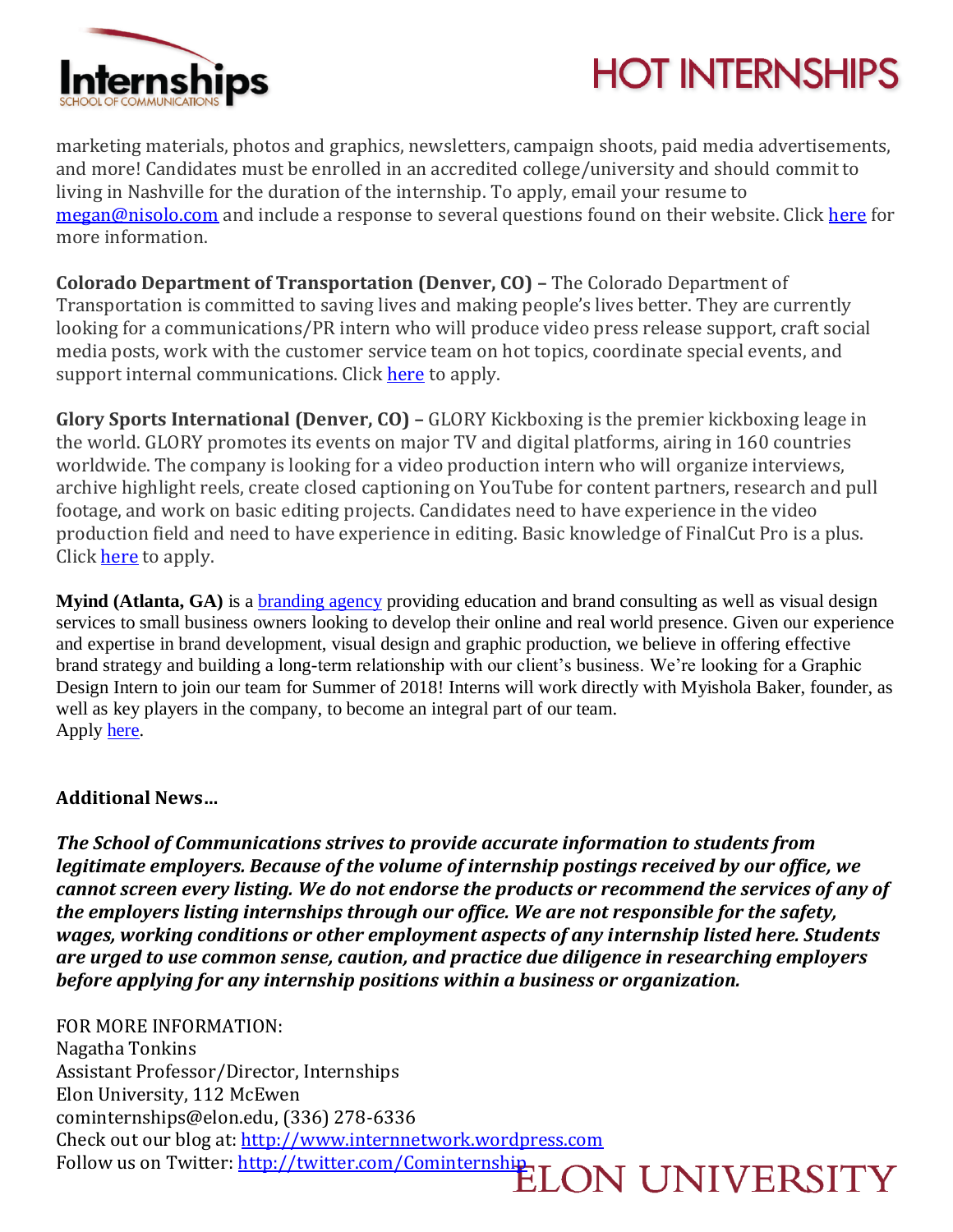marketing materials, photos and graphics, newsletters, campaign shoots, paid media advertisements, and more! Candidates must be enrolled in an accredited college/university and should commit to living in Nashville for the duration of the internship. To apply, email your resume to megan@nisolo.com and include a response to several questions found on their website. Click here for more information.

**Colorado Department of Transportation (Denver, CO) –** The Colorado Department of Transportation is committed to saving lives and making people's lives better. They are currently looking for a communications/PR intern who will produce video press release support, craft social media posts, work with the customer service team on hot topics, coordinate special events, and support internal communications. Click here to apply.

**Glory Sports International (Denver, CO) –** GLORY Kickboxing is the premier kickboxing leage in the world. GLORY promotes its events on major TV and digital platforms, airing in 160 countries worldwide. The company is looking for a video production intern who will organize interviews, archive highlight reels, create closed captioning on YouTube for content partners, research and pull footage, and work on basic editing projects. Candidates need to have experience in the video production field and need to have experience in editing. Basic knowledge of FinalCut Pro is a plus. Click here to apply.

**Myind (Atlanta, GA)** is a branding agency providing education and brand consulting as well as visual design services to small business owners looking to develop their online and real world presence. Given our experience and expertise in brand development, visual design and graphic production, we believe in offering effective brand strategy and building a long-term relationship with our client's business. We're looking for a Graphic Design Intern to join our team for Summer of 2018! Interns will work directly with Myishola Baker, founder, as well as key players in the company, to become an integral part of our team.
Apply here.

**Additional News…**

***The School of Communications strives to provide accurate information to students from legitimate employers. Because of the volume of internship postings received by our office, we cannot screen every listing. We do not endorse the products or recommend the services of any of the employers listing internships through our office. We are not responsible for the safety, wages, working conditions or other employment aspects of any internship listed here. Students are urged to use common sense, caution, and practice due diligence in researching employers before applying for any internship positions within a business or organization.***

FOR MORE INFORMATION:
Nagatha Tonkins
Assistant Professor/Director, Internships
Elon University, 112 McEwen
cominternships@elon.edu, (336) 278-6336
Check out our blog at: http://www.internnetwork.wordpress.com
Follow us on Twitter: http://twitter.com/Cominternship